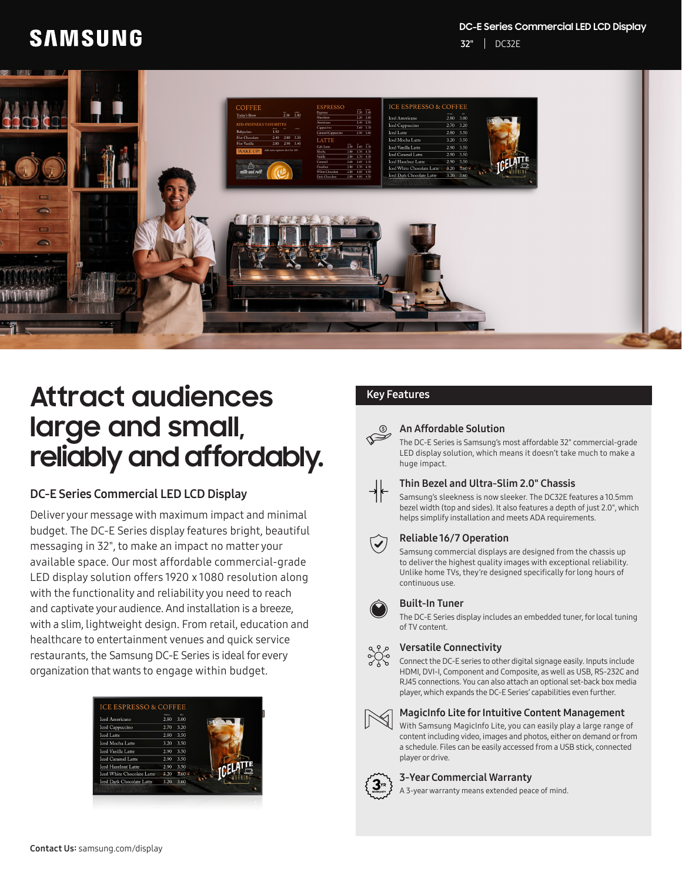SAMSUNG

DC-E Series Commercial LED LCD Display

32" | DC32E

# Attract audiences large and small, reliably and affordably.

## DC-E Series Commercial LED LCD Display

Deliver your message with maximum impact and minimal budget. The DC-E Series display features bright, beautiful messaging in 32", to make an impact no matter your available space. Our most affordable commercial-grade LED display solution offers 1920 x 1080 resolution along with the functionality and reliability you need to reach and captivate your audience. And installation is a breeze, with a slim, lightweight design. From retail, education and healthcare to entertainment venues and quick service restaurants, the Samsung DC-E Series is ideal for every organization that wants to engage within budget.

## Key Features

### An Affordable Solution

The DC-E Series is Samsung's most affordable 32" commercial-grade LED display solution, which means it doesn't take much to make a huge impact.

### Thin Bezel and Ultra-Slim 2.0" Chassis

Samsung's sleekness is now sleeker. The DC32E features a 10.5mm bezel width (top and sides). It also features a depth of just 2.0", which helps simplify installation and meets ADA requirements.

### Reliable 16/7 Operation

Samsung commercial displays are designed from the chassis up to deliver the highest quality images with exceptional reliability. Unlike home TVs, they're designed specifically for long hours of continuous use.

### Built-In Tuner

The DC-E Series display includes an embedded tuner, for local tuning of TV content.

### Versatile Connectivity

Connect the DC-E series to other digital signage easily. Inputs include HDMI, DVI-I, Component and Composite, as well as USB, RS-232C and RJ45 connections. You can also attach an optional set-back box media player, which expands the DC-E Series' capabilities even further.

### MagicInfo Lite for Intuitive Content Management

With Samsung MagicInfo Lite, you can easily play a large range of content including video, images and photos, either on demand or from a schedule. Files can be easily accessed from a USB stick, connected player or drive.

### 3-Year Commercial Warranty

A 3-year warranty means extended peace of mind.

**Contact Us:** samsung.com/display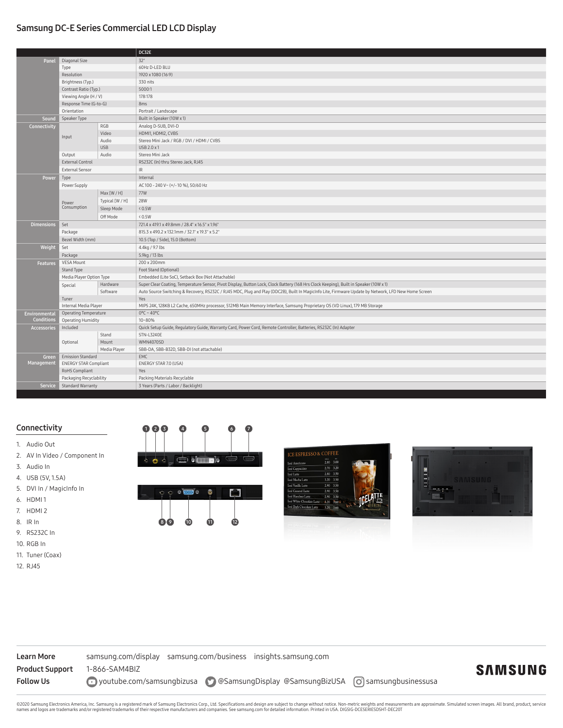## Samsung DC-E Series Commercial LED LCD Display

| | | | DC32E |
|---|---|---|---|
| Panel | Diagonal Size | | 32" |
| | Type | | 60Hz D-LED BLU |
| | Resolution | | 1920 x 1080 (16:9) |
| | Brightness (Typ.) | | 330 nits |
| | Contrast Ratio (Typ.) | | 5000:1 |
| | Viewing Angle (H / V) | | 178:178 |
| | Response Time (G-to-G) | | 8ms |
| | Orientation | | Portrait / Landscape |
| Sound | Speaker Type | | Built in Speaker (10W x 1) |
| Connectivity | Input | RGB | Analog D-SUB, DVI-D |
| | | Video | HDMI1, HDMI2, CVBS |
| | | Audio | Stereo Mini Jack / RGB / DVI / HDMI / CVBS |
| | | USB | USB 2.0 x 1 |
| | Output | Audio | Stereo Mini Jack |
| | External Control | | RS232C (In) thru Stereo Jack, RJ45 |
| | External Sensor | | IR |
| Power | Type | | Internal |
| | Power Supply | | AC 100 - 240 V~ (+/- 10 %), 50/60 Hz |
| | Power Consumption | Max [W / H] | 77W |
| | | Typical [W / H] | 28W |
| | | Sleep Mode | < 0.5W |
| | | Off Mode | < 0.5W |
| Dimensions | Set | | 721.4 x 419.1 x 49.8mm / 28.4" x 16.5" x 1.96" |
| | Package | | 815.3 x 490.2 x 132.1mm / 32.1" x 19.3" x 5.2" |
| | Bezel Width (mm) | | 10.5 (Top / Side), 15.0 (Bottom) |
| Weight | Set | | 4.4kg / 9.7 lbs |
| | Package | | 5.9kg / 13 lbs |
| Features | VESA Mount | | 200 x 200mm |
| | Stand Type | | Foot Stand (Optional) |
| | Media Player Option Type | | Embedded (Lite SoC), Setback Box (Not Attachable) |
| | Special | Hardware | Super Clear Coating, Temperature Sensor, Pivot Display, Button Lock, Clock Battery (168 Hrs Clock Keeping), Built in Speaker (10W x 1) |
| | | Software | Auto Source Switching & Recovery, RS232C / RJ45 MDC, Plug and Play (DDC2B), Built In MagicInfo Lite, Firmware Update by Network, LFD New Home Screen |
| | Tuner | | Yes |
| | Internal Media Player | | MIPS 24K, 128KB L2 Cache, 650MHz processor, 512MB Main Memory Interface, Samsung Proprietary OS (VD Linux), 179 MB Storage |
| Environmental Conditions | Operating Temperature | | 0°C ~ 40°C |
| | Operating Humidity | | 10~80% |
| Accessories | Included | | Quick Setup Guide, Regulatory Guide, Warranty Card, Power Cord, Remote Controller, Batteries, RS232C (In) Adapter |
| | Optional | Stand | STN-L3240E |
| | | Mount | WMN4070SD |
| | | Media Player | SBB-DA, SBB-B32D, SBB-DI (not attachable) |
| Green Management | Emission Standard | | EMC |
| | ENERGY STAR Compliant | | ENERGY STAR 7.0 (USA) |
| | RoHS Compliant | | Yes |
| | Packaging Recyclability | | Packing Materials Recyclable |
| Service | Standard Warranty | | 3 Years (Parts / Labor / Backlight) |

### Connectivity

1. Audio Out
2. AV In Video / Component In
3. Audio In
4. USB (5V, 1.5A)
5. DVI In / MagicInfo In
6. HDMI 1
7. HDMI 2
8. IR In
9. RS232C In
10. RGB In
11. Tuner (Coax)
12. RJ45

**Learn More** samsung.com/display samsung.com/business insights.samsung.com

**Product Support** 1-866-SAM4BIZ

**Follow Us** youtube.com/samsungbizusa @SamsungDisplay @SamsungBizUSA samsungbusinessusa

SAMSUNG

©2020 Samsung Electronics America, Inc. Samsung is a registered mark of Samsung Electronics Corp., Ltd. Specifications and design are subject to change without notice. Non-metric weights and measurements are approximate. Simulated screen images. All brand, product, service names and logos are trademarks and/or registered trademarks of their respective manufacturers and companies. See samsung.com for detailed information. Printed in USA. DIGSIG-DCESERIESDSHT-DEC20T